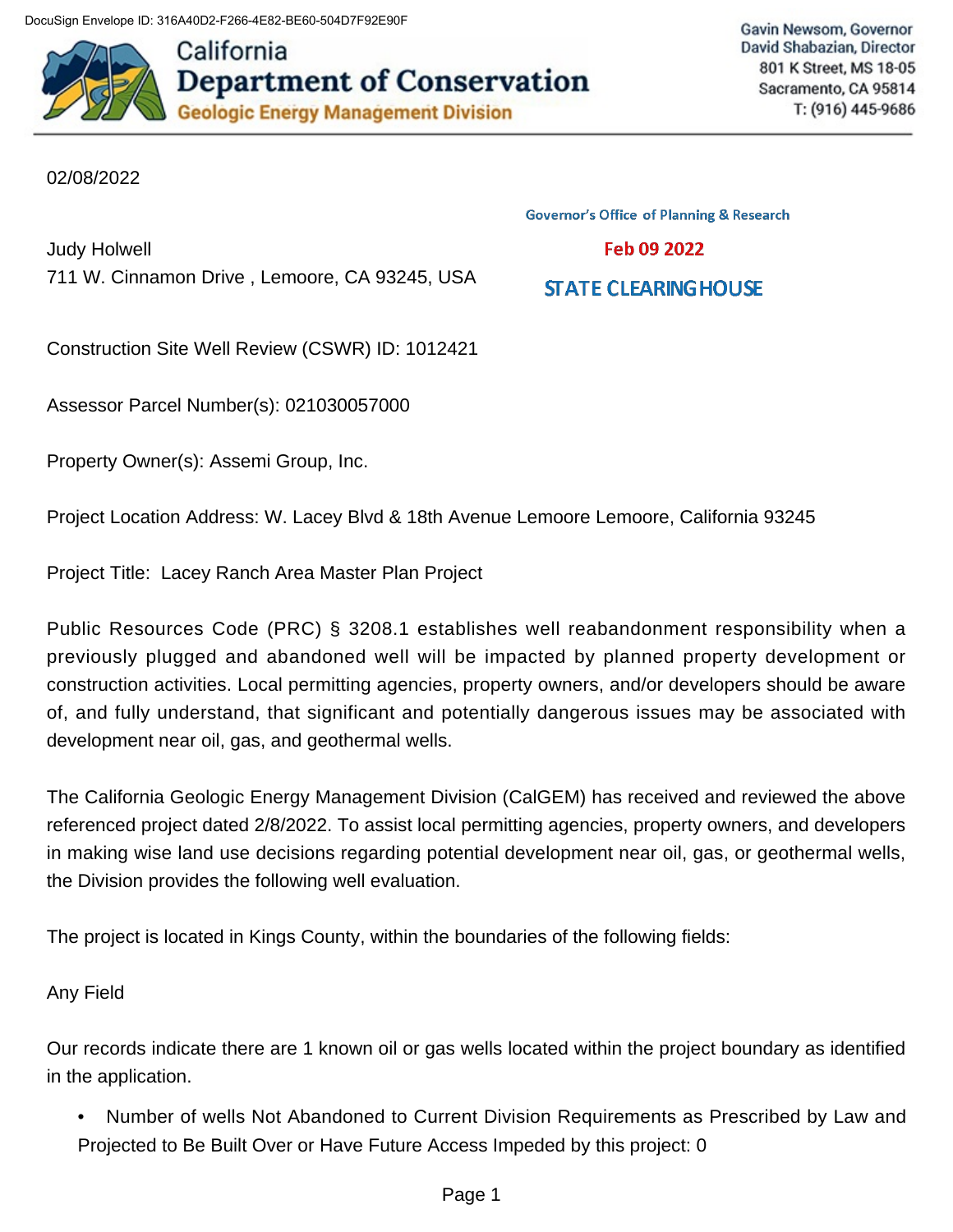DocuSign Envelope ID: 316A40D2-F266-4E82-BE60-504D7F92E90F

California
**Department of Conservation**
Geologic Energy Management Division

Gavin Newsom, Governor
David Shabazian, Director
801 K Street, MS 18-05
Sacramento, CA 95814
T: (916) 445-9686

02/08/2022

Governor's Office of Planning & Research

Feb 09 2022

STATE CLEARINGHOUSE

Judy Holwell
711 W. Cinnamon Drive , Lemoore, CA 93245, USA

Construction Site Well Review (CSWR) ID: 1012421

Assessor Parcel Number(s): 021030057000

Property Owner(s): Assemi Group, Inc.

Project Location Address: W. Lacey Blvd & 18th Avenue Lemoore Lemoore, California 93245

Project Title: Lacey Ranch Area Master Plan Project

Public Resources Code (PRC) § 3208.1 establishes well reabandonment responsibility when a previously plugged and abandoned well will be impacted by planned property development or construction activities. Local permitting agencies, property owners, and/or developers should be aware of, and fully understand, that significant and potentially dangerous issues may be associated with development near oil, gas, and geothermal wells.

The California Geologic Energy Management Division (CalGEM) has received and reviewed the above referenced project dated 2/8/2022. To assist local permitting agencies, property owners, and developers in making wise land use decisions regarding potential development near oil, gas, or geothermal wells, the Division provides the following well evaluation.

The project is located in Kings County, within the boundaries of the following fields:

Any Field

Our records indicate there are 1 known oil or gas wells located within the project boundary as identified in the application.

- Number of wells Not Abandoned to Current Division Requirements as Prescribed by Law and Projected to Be Built Over or Have Future Access Impeded by this project: 0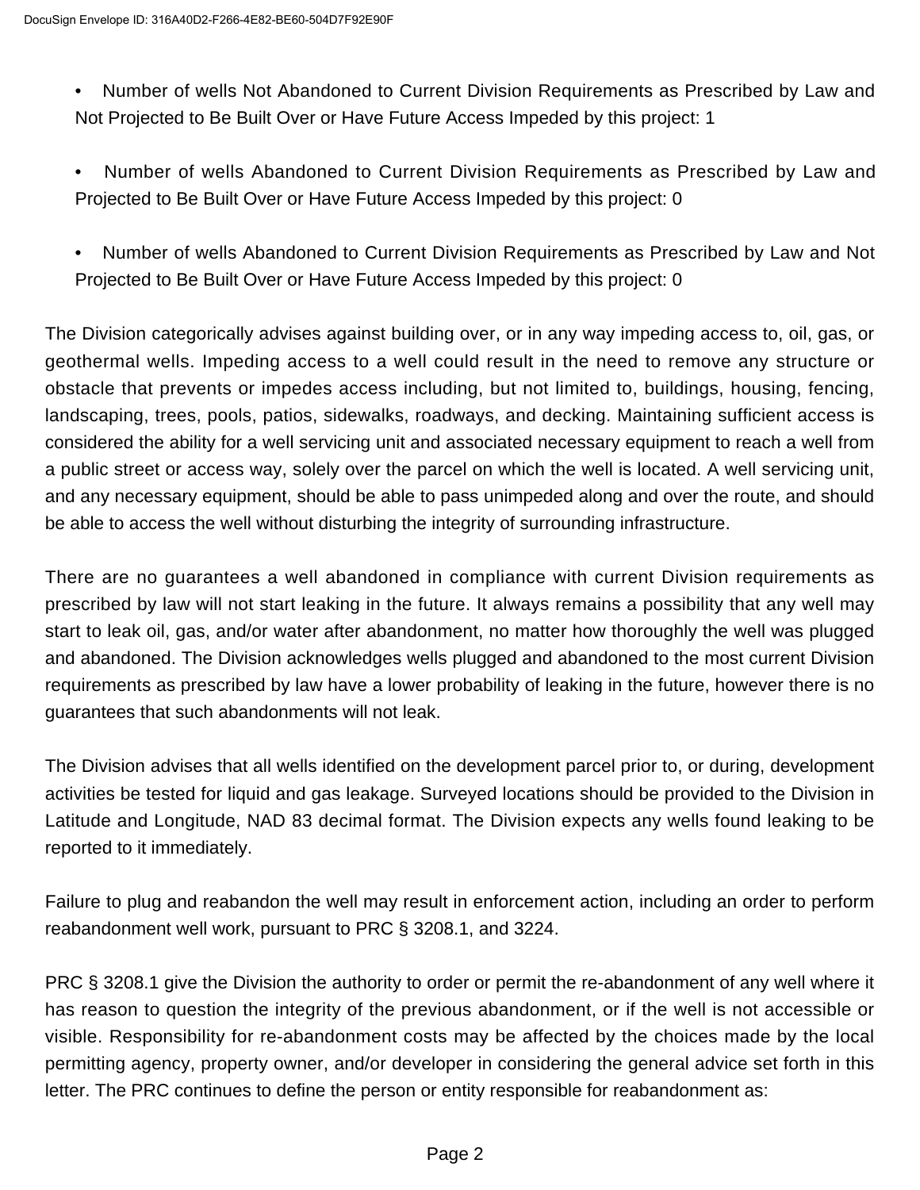- Number of wells Not Abandoned to Current Division Requirements as Prescribed by Law and Not Projected to Be Built Over or Have Future Access Impeded by this project: 1

- Number of wells Abandoned to Current Division Requirements as Prescribed by Law and Projected to Be Built Over or Have Future Access Impeded by this project: 0

- Number of wells Abandoned to Current Division Requirements as Prescribed by Law and Not Projected to Be Built Over or Have Future Access Impeded by this project: 0

The Division categorically advises against building over, or in any way impeding access to, oil, gas, or geothermal wells. Impeding access to a well could result in the need to remove any structure or obstacle that prevents or impedes access including, but not limited to, buildings, housing, fencing, landscaping, trees, pools, patios, sidewalks, roadways, and decking. Maintaining sufficient access is considered the ability for a well servicing unit and associated necessary equipment to reach a well from a public street or access way, solely over the parcel on which the well is located. A well servicing unit, and any necessary equipment, should be able to pass unimpeded along and over the route, and should be able to access the well without disturbing the integrity of surrounding infrastructure.

There are no guarantees a well abandoned in compliance with current Division requirements as prescribed by law will not start leaking in the future. It always remains a possibility that any well may start to leak oil, gas, and/or water after abandonment, no matter how thoroughly the well was plugged and abandoned. The Division acknowledges wells plugged and abandoned to the most current Division requirements as prescribed by law have a lower probability of leaking in the future, however there is no guarantees that such abandonments will not leak.

The Division advises that all wells identified on the development parcel prior to, or during, development activities be tested for liquid and gas leakage. Surveyed locations should be provided to the Division in Latitude and Longitude, NAD 83 decimal format. The Division expects any wells found leaking to be reported to it immediately.

Failure to plug and reabandon the well may result in enforcement action, including an order to perform reabandonment well work, pursuant to PRC § 3208.1, and 3224.

PRC § 3208.1 give the Division the authority to order or permit the re-abandonment of any well where it has reason to question the integrity of the previous abandonment, or if the well is not accessible or visible. Responsibility for re-abandonment costs may be affected by the choices made by the local permitting agency, property owner, and/or developer in considering the general advice set forth in this letter. The PRC continues to define the person or entity responsible for reabandonment as: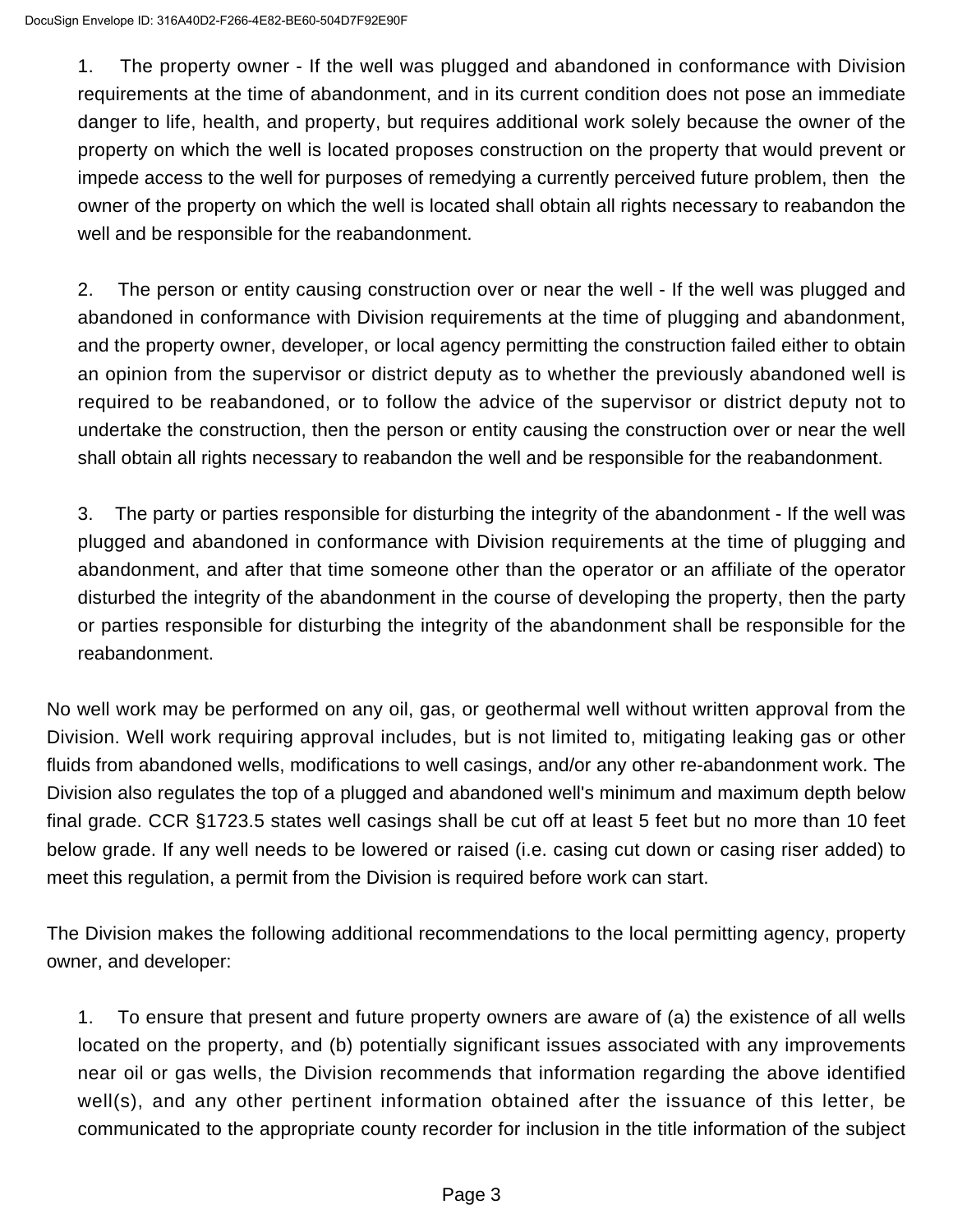1. The property owner - If the well was plugged and abandoned in conformance with Division requirements at the time of abandonment, and in its current condition does not pose an immediate danger to life, health, and property, but requires additional work solely because the owner of the property on which the well is located proposes construction on the property that would prevent or impede access to the well for purposes of remedying a currently perceived future problem, then the owner of the property on which the well is located shall obtain all rights necessary to reabandon the well and be responsible for the reabandonment.

2. The person or entity causing construction over or near the well - If the well was plugged and abandoned in conformance with Division requirements at the time of plugging and abandonment, and the property owner, developer, or local agency permitting the construction failed either to obtain an opinion from the supervisor or district deputy as to whether the previously abandoned well is required to be reabandoned, or to follow the advice of the supervisor or district deputy not to undertake the construction, then the person or entity causing the construction over or near the well shall obtain all rights necessary to reabandon the well and be responsible for the reabandonment.

3. The party or parties responsible for disturbing the integrity of the abandonment - If the well was plugged and abandoned in conformance with Division requirements at the time of plugging and abandonment, and after that time someone other than the operator or an affiliate of the operator disturbed the integrity of the abandonment in the course of developing the property, then the party or parties responsible for disturbing the integrity of the abandonment shall be responsible for the reabandonment.

No well work may be performed on any oil, gas, or geothermal well without written approval from the Division. Well work requiring approval includes, but is not limited to, mitigating leaking gas or other fluids from abandoned wells, modifications to well casings, and/or any other re-abandonment work. The Division also regulates the top of a plugged and abandoned well's minimum and maximum depth below final grade. CCR §1723.5 states well casings shall be cut off at least 5 feet but no more than 10 feet below grade. If any well needs to be lowered or raised (i.e. casing cut down or casing riser added) to meet this regulation, a permit from the Division is required before work can start.

The Division makes the following additional recommendations to the local permitting agency, property owner, and developer:

1. To ensure that present and future property owners are aware of (a) the existence of all wells located on the property, and (b) potentially significant issues associated with any improvements near oil or gas wells, the Division recommends that information regarding the above identified well(s), and any other pertinent information obtained after the issuance of this letter, be communicated to the appropriate county recorder for inclusion in the title information of the subject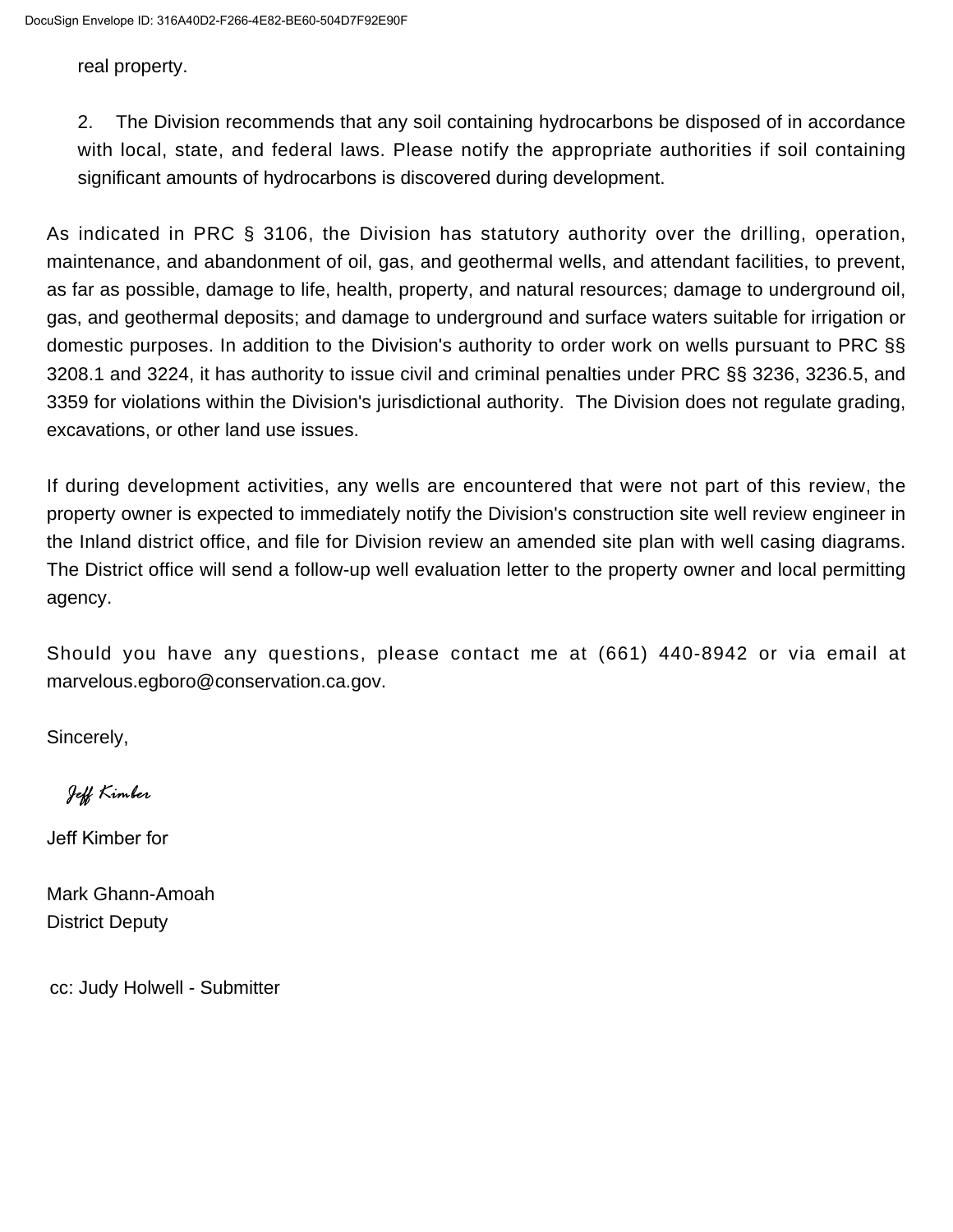real property.

2. The Division recommends that any soil containing hydrocarbons be disposed of in accordance with local, state, and federal laws. Please notify the appropriate authorities if soil containing significant amounts of hydrocarbons is discovered during development.

As indicated in PRC § 3106, the Division has statutory authority over the drilling, operation, maintenance, and abandonment of oil, gas, and geothermal wells, and attendant facilities, to prevent, as far as possible, damage to life, health, property, and natural resources; damage to underground oil, gas, and geothermal deposits; and damage to underground and surface waters suitable for irrigation or domestic purposes. In addition to the Division's authority to order work on wells pursuant to PRC §§ 3208.1 and 3224, it has authority to issue civil and criminal penalties under PRC §§ 3236, 3236.5, and 3359 for violations within the Division's jurisdictional authority. The Division does not regulate grading, excavations, or other land use issues.

If during development activities, any wells are encountered that were not part of this review, the property owner is expected to immediately notify the Division's construction site well review engineer in the Inland district office, and file for Division review an amended site plan with well casing diagrams. The District office will send a follow-up well evaluation letter to the property owner and local permitting agency.

Should you have any questions, please contact me at (661) 440-8942 or via email at marvelous.egboro@conservation.ca.gov.

Sincerely,

*Jeff Kimber*

Jeff Kimber for

Mark Ghann-Amoah
District Deputy

cc: Judy Holwell - Submitter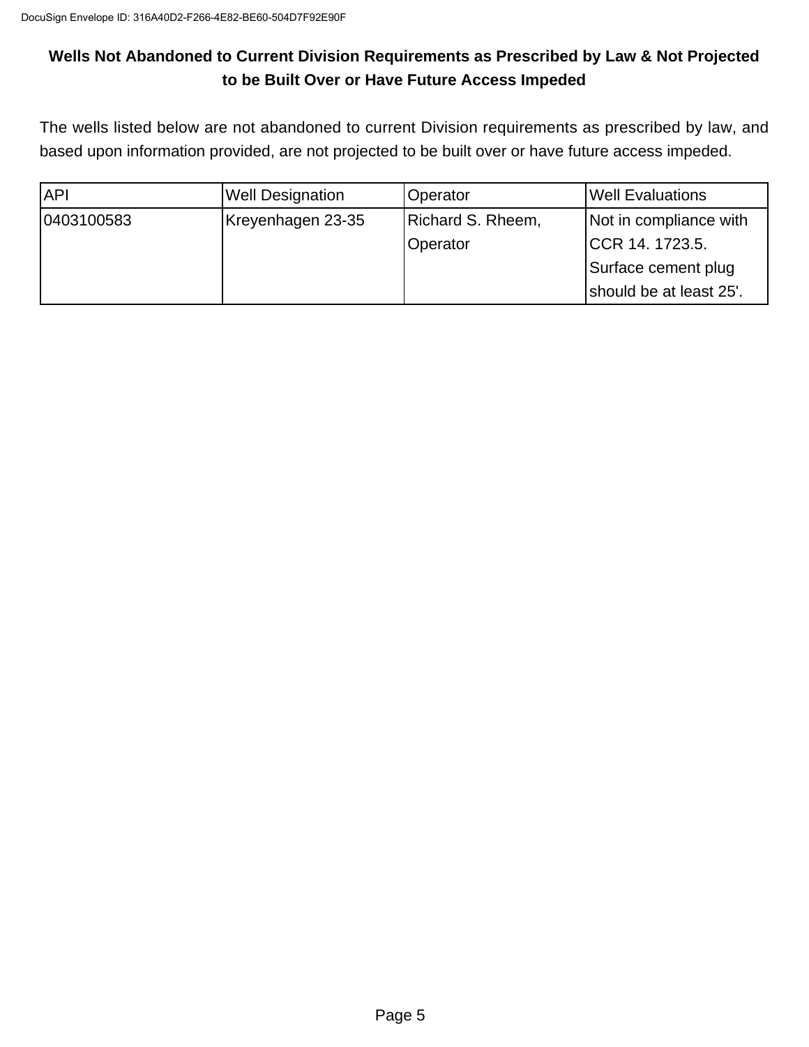**Wells Not Abandoned to Current Division Requirements as Prescribed by Law & Not Projected to be Built Over or Have Future Access Impeded**

The wells listed below are not abandoned to current Division requirements as prescribed by law, and based upon information provided, are not projected to be built over or have future access impeded.

| API | Well Designation | Operator | Well Evaluations |
|---|---|---|---|
| 0403100583 | Kreyenhagen 23-35 | Richard S. Rheem, Operator | Not in compliance with CCR 14. 1723.5. Surface cement plug should be at least 25'. |